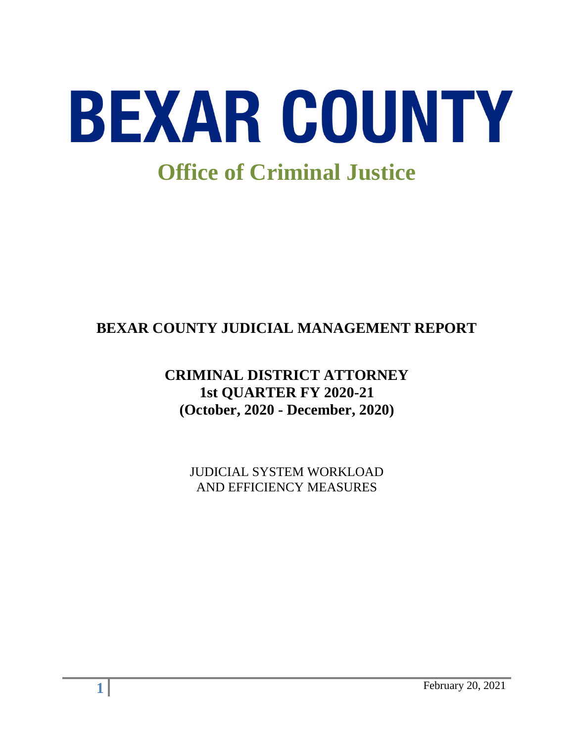# BEXAR COUNTY

## Office of Criminal Justice

**BEXAR COUNTY JUDICIAL MANAGEMENT REPORT**

**CRIMINAL DISTRICT ATTORNEY**
**1st QUARTER FY 2020-21**
**(October, 2020 - December, 2020)**

JUDICIAL SYSTEM WORKLOAD
AND EFFICIENCY MEASURES

February 20, 2021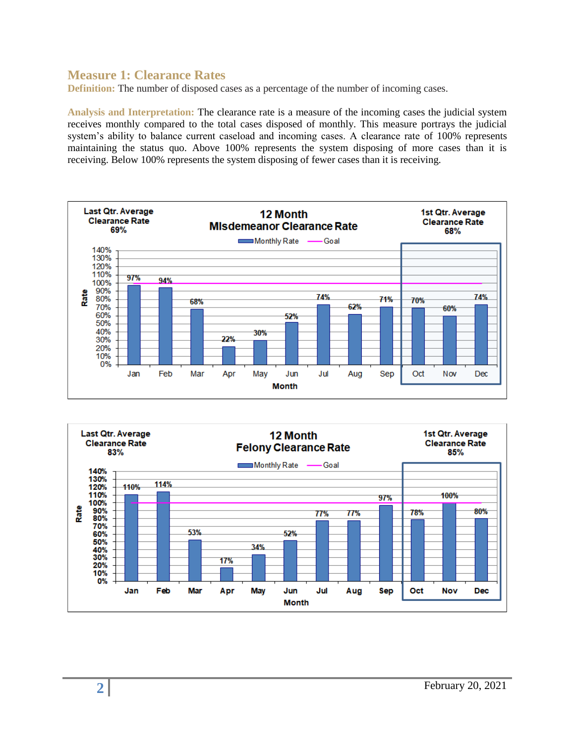## Measure 1: Clearance Rates

**Definition:** The number of disposed cases as a percentage of the number of incoming cases.

**Analysis and Interpretation:** The clearance rate is a measure of the incoming cases the judicial system receives monthly compared to the total cases disposed of monthly. This measure portrays the judicial system's ability to balance current caseload and incoming cases. A clearance rate of 100% represents maintaining the status quo. Above 100% represents the system disposing of more cases than it is receiving. Below 100% represents the system disposing of fewer cases than it is receiving.

**12 Month MIsdemeanor Clearance Rate**

Last Qtr. Average Clearance Rate: 69%

1st Qtr. Average Clearance Rate: 68%

Goal: 100%

| Month | Jan | Feb | Mar | Apr | May | Jun | Jul | Aug | Sep | Oct | Nov | Dec |
|---|---|---|---|---|---|---|---|---|---|---|---|---|
| Monthly Rate | 97% | 94% | 68% | 22% | 30% | 52% | 74% | 62% | 71% | 70% | 60% | 74% |

**12 Month Felony Clearance Rate**

Last Qtr. Average Clearance Rate: 83%

1st Qtr. Average Clearance Rate: 85%

Goal: 100%

| Month | Jan | Feb | Mar | Apr | May | Jun | Jul | Aug | Sep | Oct | Nov | Dec |
|---|---|---|---|---|---|---|---|---|---|---|---|---|
| Monthly Rate | 110% | 114% | 53% | 17% | 34% | 52% | 77% | 77% | 97% | 78% | 100% | 80% |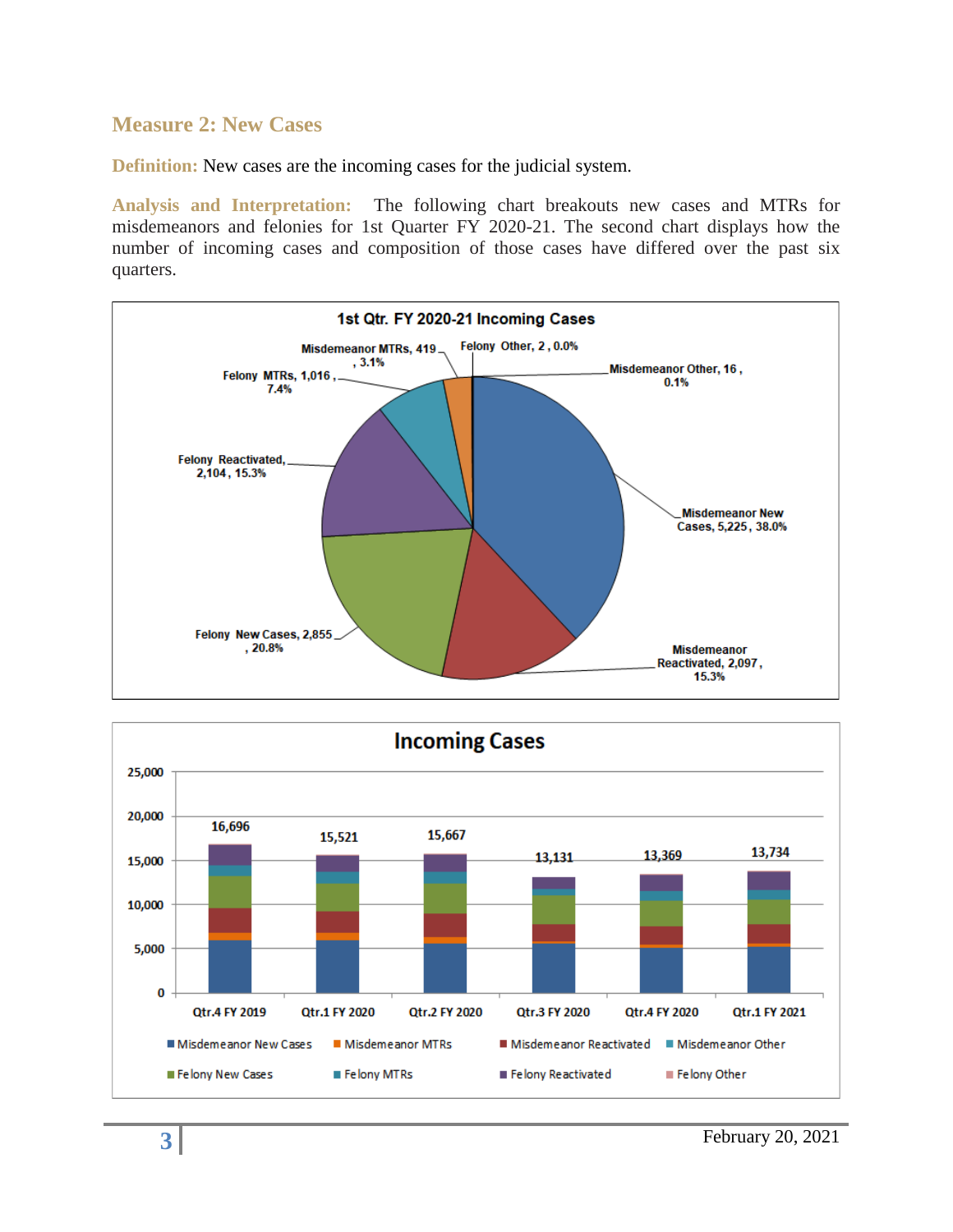## Measure 2: New Cases

**Definition:** New cases are the incoming cases for the judicial system.

**Analysis and Interpretation:** The following chart breakouts new cases and MTRs for misdemeanors and felonies for 1st Quarter FY 2020-21. The second chart displays how the number of incoming cases and composition of those cases have differed over the past six quarters.

**1st Qtr. FY 2020-21 Incoming Cases**

| Category | Cases | Percent |
|---|---|---|
| Misdemeanor New Cases | 5,225 | 38.0% |
| Misdemeanor Reactivated | 2,097 | 15.3% |
| Felony New Cases | 2,855 | 20.8% |
| Felony Reactivated | 2,104 | 15.3% |
| Felony MTRs | 1,016 | 7.4% |
| Misdemeanor MTRs | 419 | 3.1% |
| Felony Other | 2 | 0.0% |
| Misdemeanor Other | 16 | 0.1% |

**Incoming Cases**

| Quarter | Total Incoming Cases |
|---|---|
| Qtr.4 FY 2019 | 16,696 |
| Qtr.1 FY 2020 | 15,521 |
| Qtr.2 FY 2020 | 15,667 |
| Qtr.3 FY 2020 | 13,131 |
| Qtr.4 FY 2020 | 13,369 |
| Qtr.1 FY 2021 | 13,734 |

Legend: Misdemeanor New Cases, Misdemeanor MTRs, Misdemeanor Reactivated, Misdemeanor Other, Felony New Cases, Felony MTRs, Felony Reactivated, Felony Other

February 20, 2021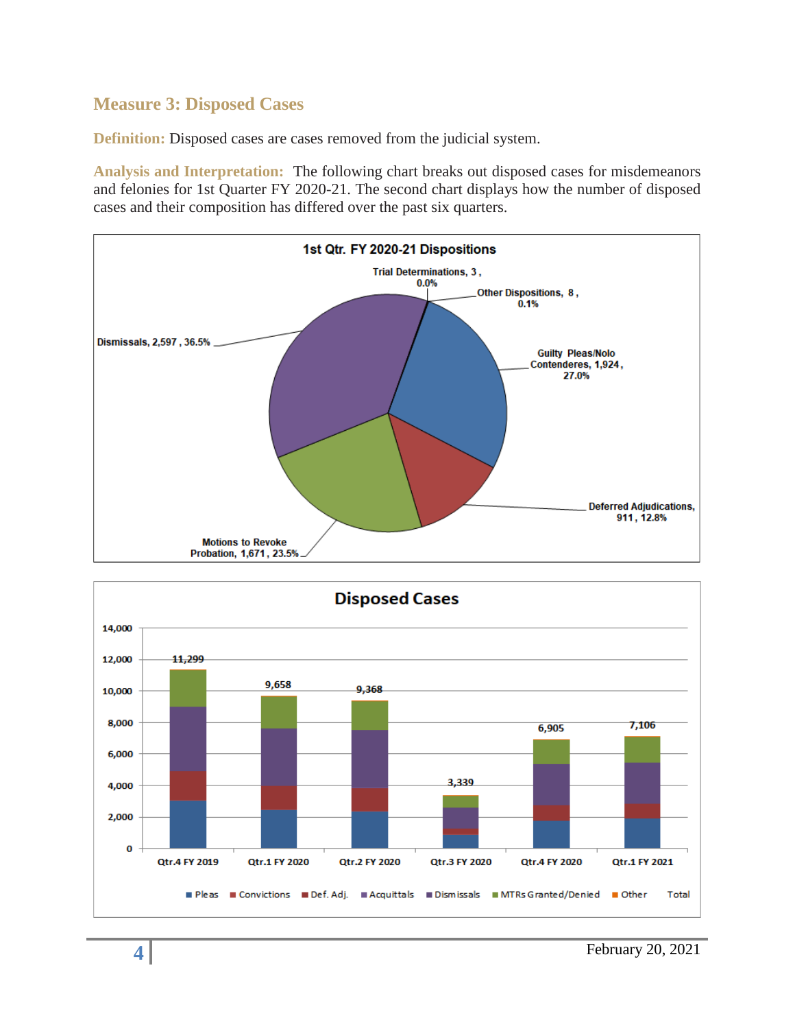## Measure 3: Disposed Cases

**Definition:** Disposed cases are cases removed from the judicial system.

**Analysis and Interpretation:** The following chart breaks out disposed cases for misdemeanors and felonies for 1st Quarter FY 2020-21. The second chart displays how the number of disposed cases and their composition has differed over the past six quarters.

**1st Qtr. FY 2020-21 Dispositions**

Trial Determinations, 3, 0.0%

Other Dispositions, 8, 0.1%

Guilty Pleas/Nolo Contenderes, 1,924, 27.0%

Deferred Adjudications, 911, 12.8%

Motions to Revoke Probation, 1,671, 23.5%

Dismissals, 2,597, 36.5%

**Disposed Cases**

| Quarter | Total |
|---|---|
| Qtr.4 FY 2019 | 11,299 |
| Qtr.1 FY 2020 | 9,658 |
| Qtr.2 FY 2020 | 9,368 |
| Qtr.3 FY 2020 | 3,339 |
| Qtr.4 FY 2020 | 6,905 |
| Qtr.1 FY 2021 | 7,106 |

Legend: Pleas, Convictions, Def. Adj., Acquittals, Dismissals, MTRs Granted/Denied, Other, Total

February 20, 2021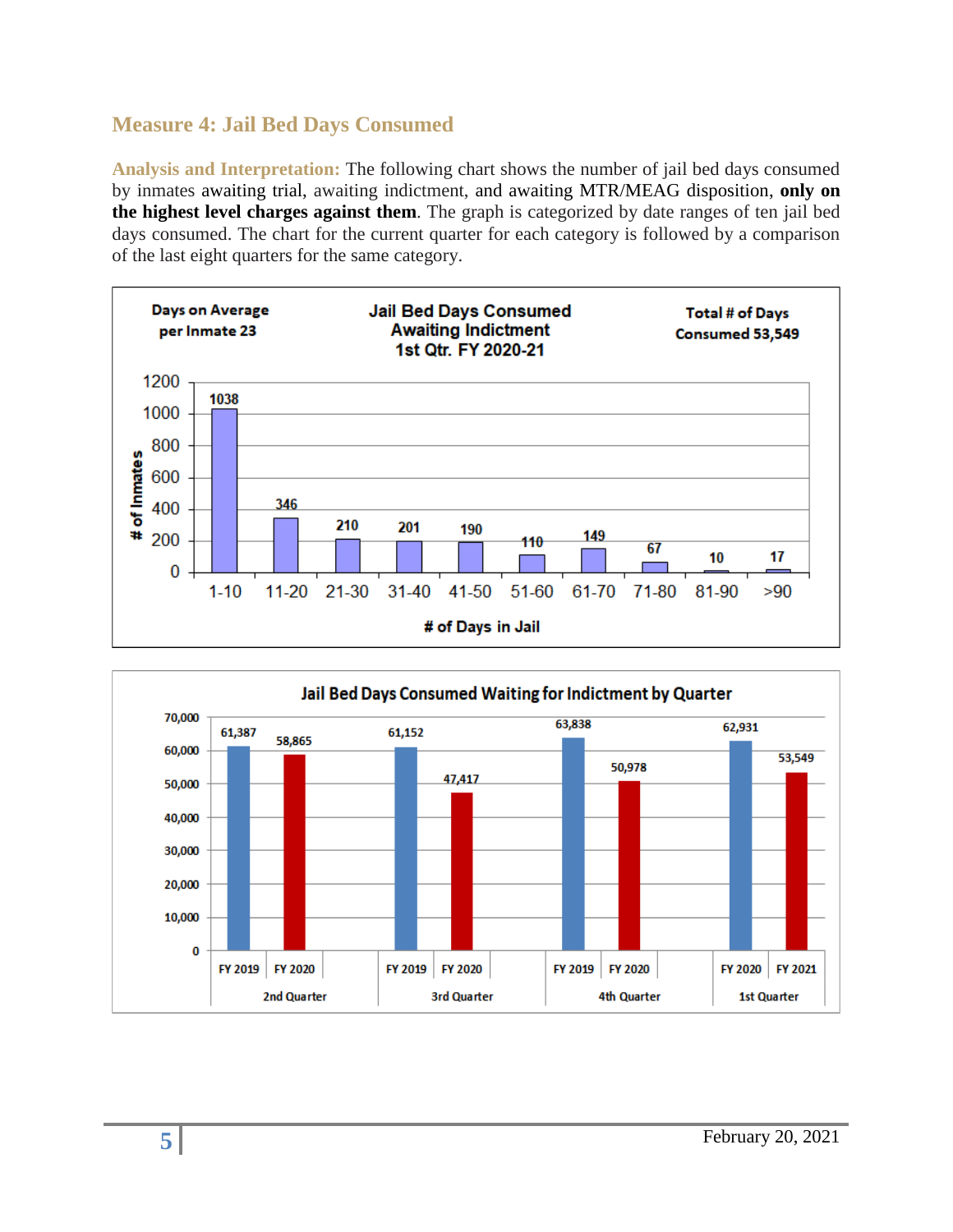## Measure 4: Jail Bed Days Consumed

**Analysis and Interpretation:** The following chart shows the number of jail bed days consumed by inmates awaiting trial, awaiting indictment, and awaiting MTR/MEAG disposition, **only on the highest level charges against them**. The graph is categorized by date ranges of ten jail bed days consumed. The chart for the current quarter for each category is followed by a comparison of the last eight quarters for the same category.

**Jail Bed Days Consumed Awaiting Indictment 1st Qtr. FY 2020-21**

Days on Average per Inmate 23

Total # of Days Consumed 53,549

| # of Days in Jail | # of Inmates |
|---|---|
| 1-10 | 1038 |
| 11-20 | 346 |
| 21-30 | 210 |
| 31-40 | 201 |
| 41-50 | 190 |
| 51-60 | 110 |
| 61-70 | 149 |
| 71-80 | 67 |
| 81-90 | 10 |
| >90 | 17 |

**Jail Bed Days Consumed Waiting for Indictment by Quarter**

| Quarter | Fiscal Year | Jail Bed Days |
|---|---|---|
| 2nd Quarter | FY 2019 | 61,387 |
| 2nd Quarter | FY 2020 | 58,865 |
| 3rd Quarter | FY 2019 | 61,152 |
| 3rd Quarter | FY 2020 | 47,417 |
| 4th Quarter | FY 2019 | 63,838 |
| 4th Quarter | FY 2020 | 50,978 |
| 1st Quarter | FY 2020 | 62,931 |
| 1st Quarter | FY 2021 | 53,549 |

February 20, 2021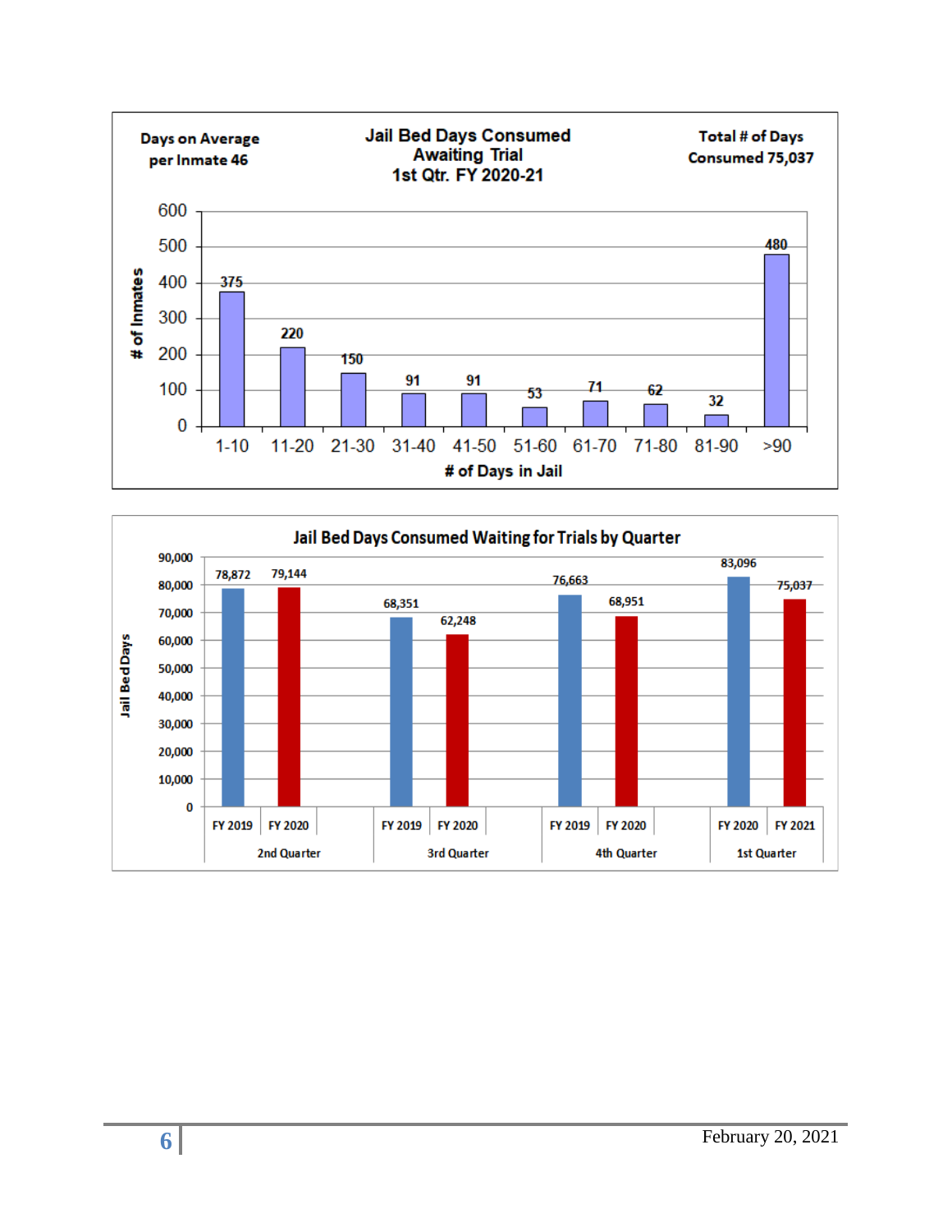## Jail Bed Days Consumed Awaiting Trial 1st Qtr. FY 2020-21

Days on Average per Inmate 46

Total # of Days Consumed 75,037

| # of Days in Jail | # of Inmates |
|---|---|
| 1-10 | 375 |
| 11-20 | 220 |
| 21-30 | 150 |
| 31-40 | 91 |
| 41-50 | 91 |
| 51-60 | 53 |
| 61-70 | 71 |
| 71-80 | 62 |
| 81-90 | 32 |
| >90 | 480 |

## Jail Bed Days Consumed Waiting for Trials by Quarter

| Quarter | Fiscal Year | Jail Bed Days |
|---|---|---|
| 2nd Quarter | FY 2019 | 78,872 |
| 2nd Quarter | FY 2020 | 79,144 |
| 3rd Quarter | FY 2019 | 68,351 |
| 3rd Quarter | FY 2020 | 62,248 |
| 4th Quarter | FY 2019 | 76,663 |
| 4th Quarter | FY 2020 | 68,951 |
| 1st Quarter | FY 2020 | 83,096 |
| 1st Quarter | FY 2021 | 75,037 |

February 20, 2021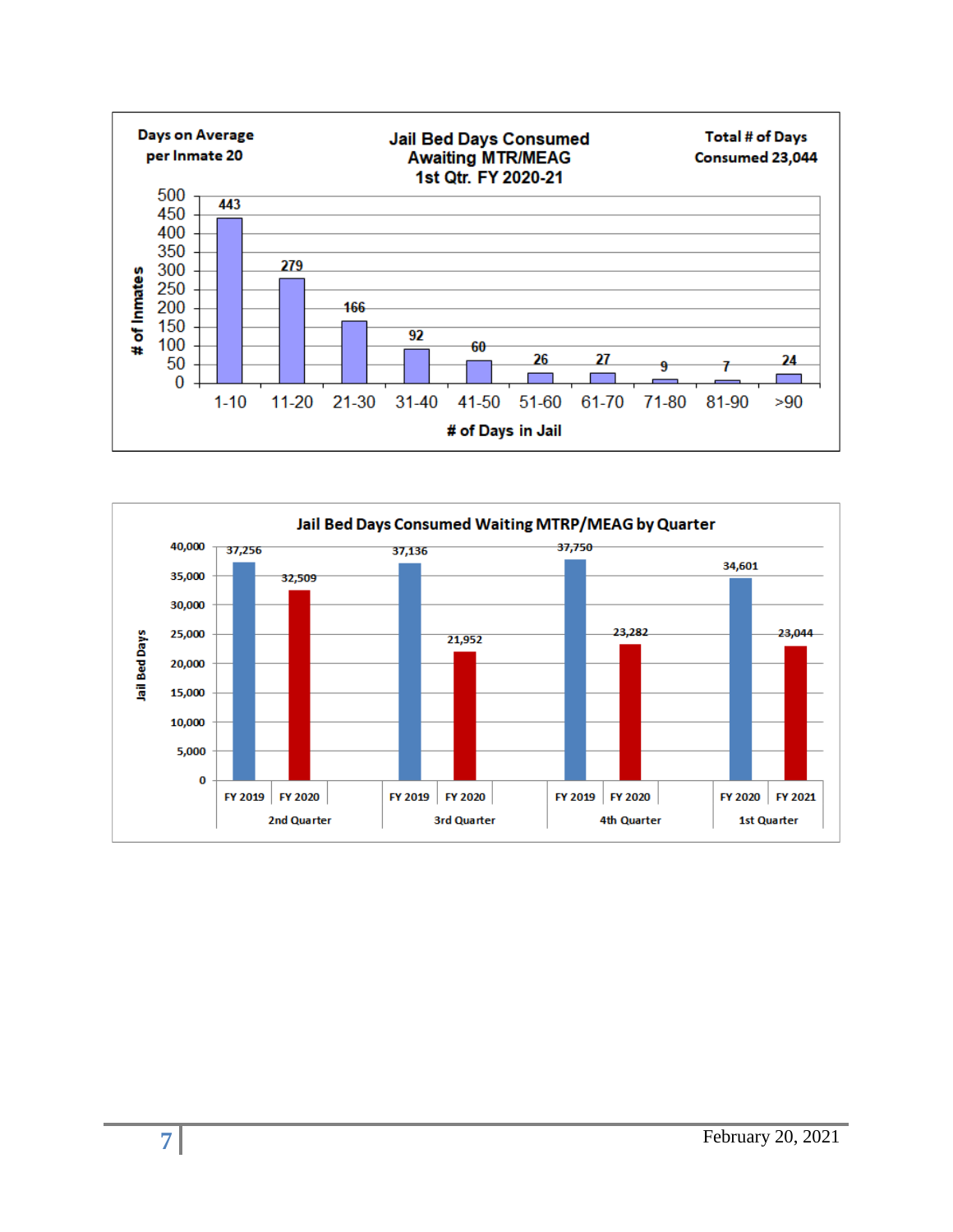**Jail Bed Days Consumed Awaiting MTR/MEAG 1st Qtr. FY 2020-21**

Days on Average per Inmate 20

Total # of Days Consumed 23,044

| # of Days in Jail | # of Inmates |
|---|---|
| 1-10 | 443 |
| 11-20 | 279 |
| 21-30 | 166 |
| 31-40 | 92 |
| 41-50 | 60 |
| 51-60 | 26 |
| 61-70 | 27 |
| 71-80 | 9 |
| 81-90 | 7 |
| >90 | 24 |

**Jail Bed Days Consumed Waiting MTRP/MEAG by Quarter**

| Quarter | Fiscal Year | Jail Bed Days |
|---|---|---|
| 2nd Quarter | FY 2019 | 37,256 |
| 2nd Quarter | FY 2020 | 32,509 |
| 3rd Quarter | FY 2019 | 37,136 |
| 3rd Quarter | FY 2020 | 21,952 |
| 4th Quarter | FY 2019 | 37,750 |
| 4th Quarter | FY 2020 | 23,282 |
| 1st Quarter | FY 2020 | 34,601 |
| 1st Quarter | FY 2021 | 23,044 |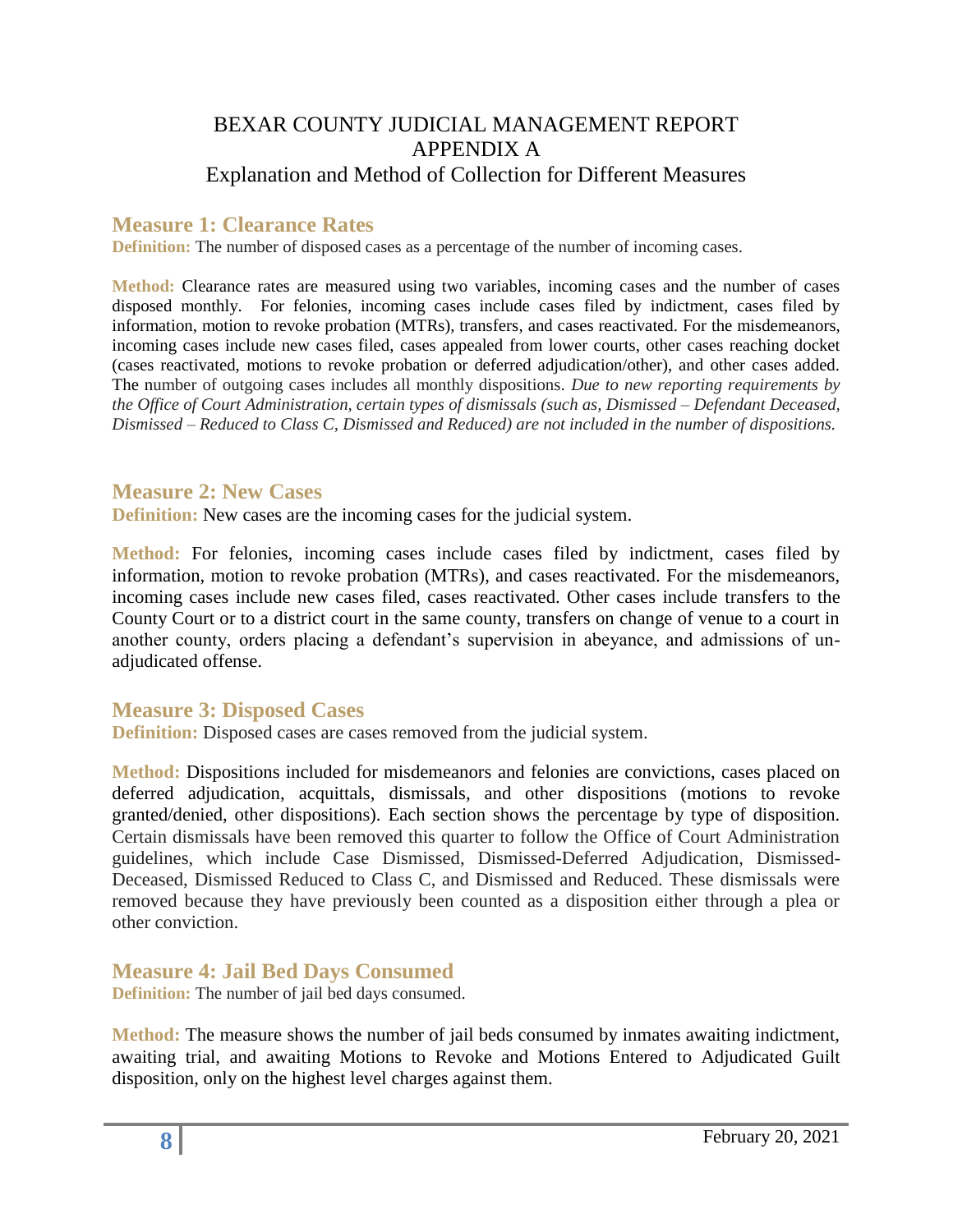# BEXAR COUNTY JUDICIAL MANAGEMENT REPORT
# APPENDIX A
## Explanation and Method of Collection for Different Measures

### Measure 1: Clearance Rates

**Definition:** The number of disposed cases as a percentage of the number of incoming cases.

**Method:** Clearance rates are measured using two variables, incoming cases and the number of cases disposed monthly. For felonies, incoming cases include cases filed by indictment, cases filed by information, motion to revoke probation (MTRs), transfers, and cases reactivated. For the misdemeanors, incoming cases include new cases filed, cases appealed from lower courts, other cases reaching docket (cases reactivated, motions to revoke probation or deferred adjudication/other), and other cases added. The number of outgoing cases includes all monthly dispositions. *Due to new reporting requirements by the Office of Court Administration, certain types of dismissals (such as, Dismissed – Defendant Deceased, Dismissed – Reduced to Class C, Dismissed and Reduced) are not included in the number of dispositions.*

### Measure 2: New Cases

**Definition:** New cases are the incoming cases for the judicial system.

**Method:** For felonies, incoming cases include cases filed by indictment, cases filed by information, motion to revoke probation (MTRs), and cases reactivated. For the misdemeanors, incoming cases include new cases filed, cases reactivated. Other cases include transfers to the County Court or to a district court in the same county, transfers on change of venue to a court in another county, orders placing a defendant's supervision in abeyance, and admissions of un-adjudicated offense.

### Measure 3: Disposed Cases

**Definition:** Disposed cases are cases removed from the judicial system.

**Method:** Dispositions included for misdemeanors and felonies are convictions, cases placed on deferred adjudication, acquittals, dismissals, and other dispositions (motions to revoke granted/denied, other dispositions). Each section shows the percentage by type of disposition. Certain dismissals have been removed this quarter to follow the Office of Court Administration guidelines, which include Case Dismissed, Dismissed-Deferred Adjudication, Dismissed-Deceased, Dismissed Reduced to Class C, and Dismissed and Reduced. These dismissals were removed because they have previously been counted as a disposition either through a plea or other conviction.

### Measure 4: Jail Bed Days Consumed

**Definition:** The number of jail bed days consumed.

**Method:** The measure shows the number of jail beds consumed by inmates awaiting indictment, awaiting trial, and awaiting Motions to Revoke and Motions Entered to Adjudicated Guilt disposition, only on the highest level charges against them.

February 20, 2021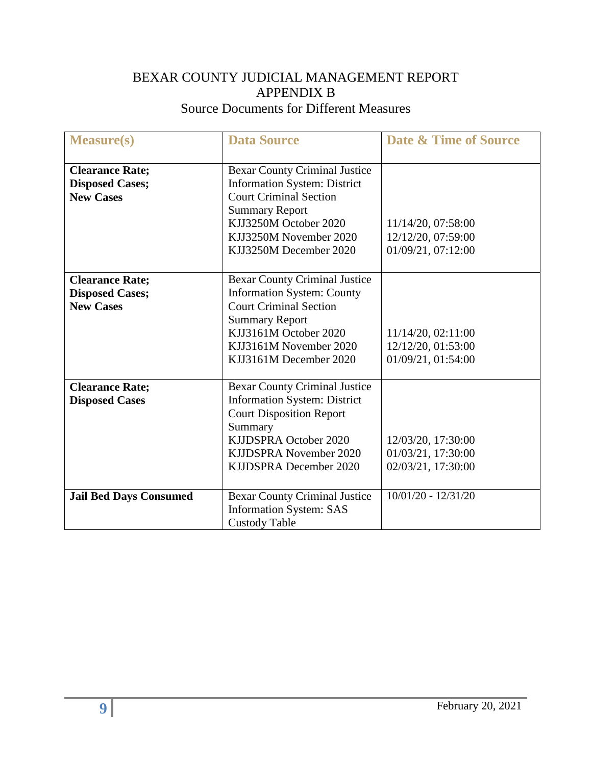# BEXAR COUNTY JUDICIAL MANAGEMENT REPORT
## APPENDIX B
### Source Documents for Different Measures

| Measure(s) | Data Source | Date & Time of Source |
|---|---|---|
| **Clearance Rate; Disposed Cases; New Cases** | Bexar County Criminal Justice Information System: District Court Criminal Section Summary Report<br>KJJ3250M October 2020<br>KJJ3250M November 2020<br>KJJ3250M December 2020 | <br>11/14/20, 07:58:00<br>12/12/20, 07:59:00<br>01/09/21, 07:12:00 |
| **Clearance Rate; Disposed Cases; New Cases** | Bexar County Criminal Justice Information System: County Court Criminal Section Summary Report<br>KJJ3161M October 2020<br>KJJ3161M November 2020<br>KJJ3161M December 2020 | <br>11/14/20, 02:11:00<br>12/12/20, 01:53:00<br>01/09/21, 01:54:00 |
| **Clearance Rate; Disposed Cases** | Bexar County Criminal Justice Information System: District Court Disposition Report Summary<br>KJJDSPRA October 2020<br>KJJDSPRA November 2020<br>KJJDSPRA December 2020 | <br>12/03/20, 17:30:00<br>01/03/21, 17:30:00<br>02/03/21, 17:30:00 |
| **Jail Bed Days Consumed** | Bexar County Criminal Justice Information System: SAS Custody Table | 10/01/20 - 12/31/20 |